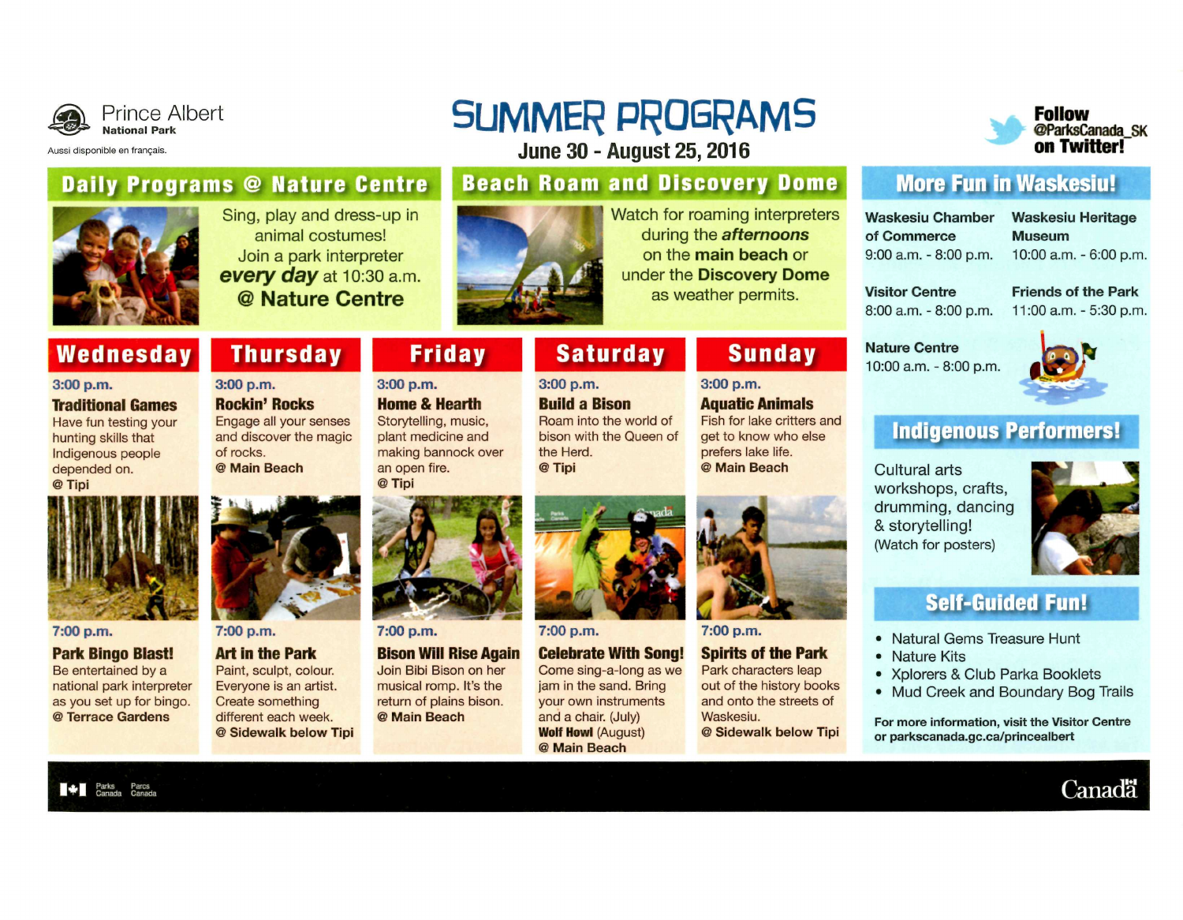Prince Albert
**National Park**

Aussi disponible en français.

# SUMMER PROGRAMS

## June 30 - August 25, 2016

**Follow @ParksCanada_SK on Twitter!**

## Daily Programs @ Nature Centre

Sing, play and dress-up in animal costumes!
Join a park interpreter ***every day*** at 10:30 a.m.
**@ Nature Centre**

## Beach Roam and Discovery Dome

Watch for roaming interpreters during the ***afternoons*** on the **main beach** or under the **Discovery Dome** as weather permits.

## Wednesday

**3:00 p.m.**

**Traditional Games**
Have fun testing your hunting skills that Indigenous people depended on.
**@ Tipi**

**7:00 p.m.**

**Park Bingo Blast!**
Be entertained by a national park interpreter as you set up for bingo.
**@ Terrace Gardens**

## Thursday

**3:00 p.m.**

**Rockin' Rocks**
Engage all your senses and discover the magic of rocks.
**@ Main Beach**

**7:00 p.m.**

**Art in the Park**
Paint, sculpt, colour. Everyone is an artist. Create something different each week.
**@ Sidewalk below Tipi**

## Friday

**3:00 p.m.**

**Home & Hearth**
Storytelling, music, plant medicine and making bannock over an open fire.
**@ Tipi**

**7:00 p.m.**

**Bison Will Rise Again**
Join Bibi Bison on her musical romp. It's the return of plains bison.
**@ Main Beach**

## Saturday

**3:00 p.m.**

**Build a Bison**
Roam into the world of bison with the Queen of the Herd.
**@ Tipi**

**7:00 p.m.**

**Celebrate With Song!**
Come sing-a-long as we jam in the sand. Bring your own instruments and a chair. (July)
**Wolf Howl** (August)
**@ Main Beach**

## Sunday

**3:00 p.m.**

**Aquatic Animals**
Fish for lake critters and get to know who else prefers lake life.
**@ Main Beach**

**7:00 p.m.**

**Spirits of the Park**
Park characters leap out of the history books and onto the streets of Waskesiu.
**@ Sidewalk below Tipi**

## More Fun in Waskesiu!

**Waskesiu Chamber of Commerce**
9:00 a.m. - 8:00 p.m.

**Waskesiu Heritage Museum**
10:00 a.m. - 6:00 p.m.

**Visitor Centre**
8:00 a.m. - 8:00 p.m.

**Friends of the Park**
11:00 a.m. - 5:30 p.m.

**Nature Centre**
10:00 a.m. - 8:00 p.m.

## Indigenous Performers!

Cultural arts workshops, crafts, drumming, dancing & storytelling!
(Watch for posters)

## Self-Guided Fun!

- Natural Gems Treasure Hunt
- Nature Kits
- Xplorers & Club Parka Booklets
- Mud Creek and Boundary Bog Trails

**For more information, visit the Visitor Centre or parkscanada.gc.ca/princealbert**

Parks Canada Parcs Canada

Canada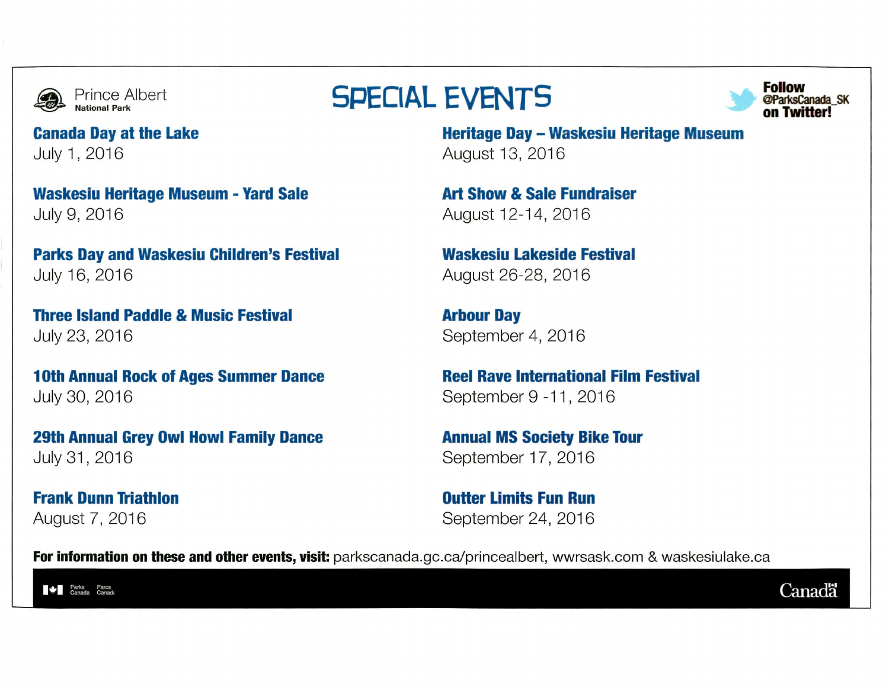Prince Albert
National Park

# SPECIAL EVENTS

**Follow @ParksCanada_SK on Twitter!**

## Canada Day at the Lake
July 1, 2016

## Waskesiu Heritage Museum - Yard Sale
July 9, 2016

## Parks Day and Waskesiu Children's Festival
July 16, 2016

## Three Island Paddle & Music Festival
July 23, 2016

## 10th Annual Rock of Ages Summer Dance
July 30, 2016

## 29th Annual Grey Owl Howl Family Dance
July 31, 2016

## Frank Dunn Triathlon
August 7, 2016

## Heritage Day – Waskesiu Heritage Museum
August 13, 2016

## Art Show & Sale Fundraiser
August 12-14, 2016

## Waskesiu Lakeside Festival
August 26-28, 2016

## Arbour Day
September 4, 2016

## Reel Rave International Film Festival
September 9 -11, 2016

## Annual MS Society Bike Tour
September 17, 2016

## Outter Limits Fun Run
September 24, 2016

**For information on these and other events, visit:** parkscanada.gc.ca/princealbert, wwrsask.com & waskesiulake.ca

Parks Canada Parcs Canada

Canada